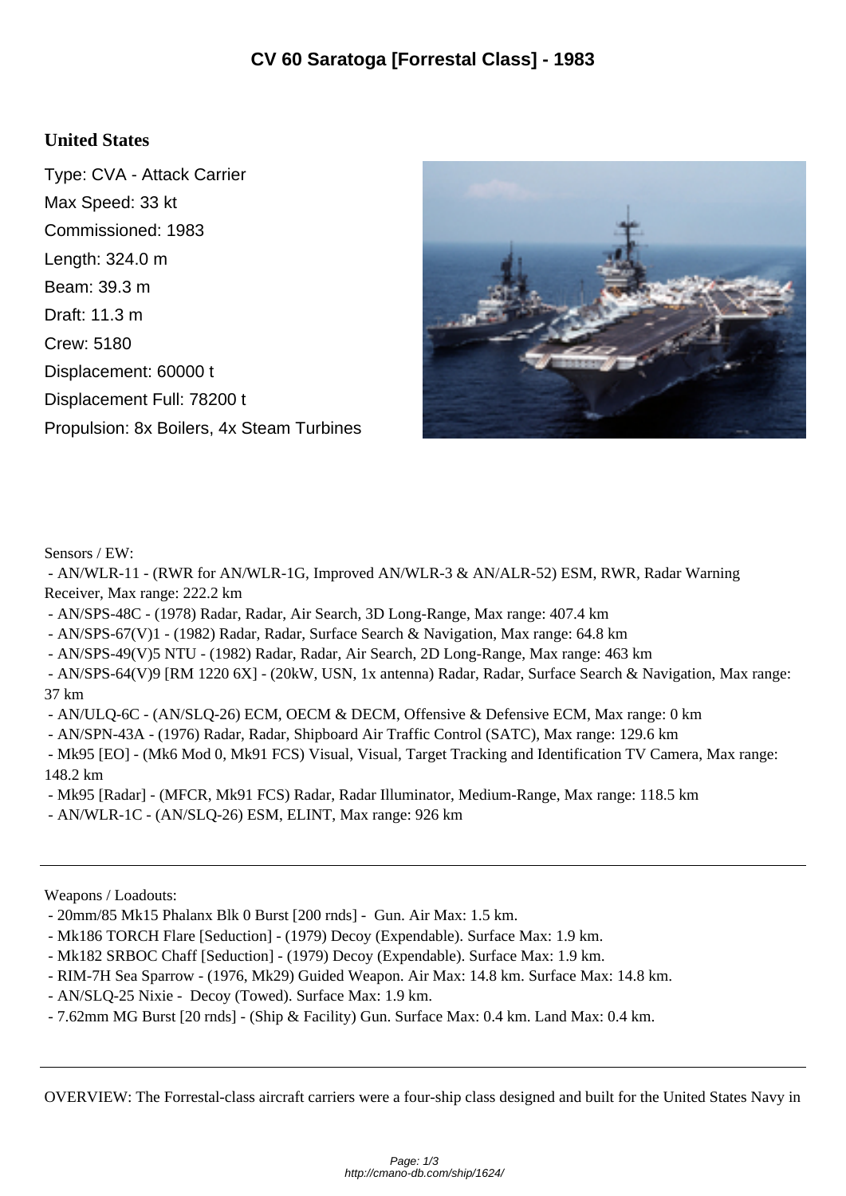# CV 60 Saratoga [Forrestal Class] - 1983

## United States

Type: CVA - Attack Carrier

Max Speed: 33 kt

Commissioned: 1983

Length: 324.0 m

Beam: 39.3 m

Draft: 11.3 m

Crew: 5180

Displacement: 60000 t

Displacement Full: 78200 t

Propulsion: 8x Boilers, 4x Steam Turbines

Sensors / EW:

- AN/WLR-11 - (RWR for AN/WLR-1G, Improved AN/WLR-3 & AN/ALR-52) ESM, RWR, Radar Warning Receiver, Max range: 222.2 km
- AN/SPS-48C - (1978) Radar, Radar, Air Search, 3D Long-Range, Max range: 407.4 km
- AN/SPS-67(V)1 - (1982) Radar, Radar, Surface Search & Navigation, Max range: 64.8 km
- AN/SPS-49(V)5 NTU - (1982) Radar, Radar, Air Search, 2D Long-Range, Max range: 463 km
- AN/SPS-64(V)9 [RM 1220 6X] - (20kW, USN, 1x antenna) Radar, Radar, Surface Search & Navigation, Max range: 37 km
- AN/ULQ-6C - (AN/SLQ-26) ECM, OECM & DECM, Offensive & Defensive ECM, Max range: 0 km
- AN/SPN-43A - (1976) Radar, Radar, Shipboard Air Traffic Control (SATC), Max range: 129.6 km
- Mk95 [EO] - (Mk6 Mod 0, Mk91 FCS) Visual, Visual, Target Tracking and Identification TV Camera, Max range: 148.2 km
- Mk95 [Radar] - (MFCR, Mk91 FCS) Radar, Radar Illuminator, Medium-Range, Max range: 118.5 km
- AN/WLR-1C - (AN/SLQ-26) ESM, ELINT, Max range: 926 km

---

Weapons / Loadouts:

- 20mm/85 Mk15 Phalanx Blk 0 Burst [200 rnds] - Gun. Air Max: 1.5 km.
- Mk186 TORCH Flare [Seduction] - (1979) Decoy (Expendable). Surface Max: 1.9 km.
- Mk182 SRBOC Chaff [Seduction] - (1979) Decoy (Expendable). Surface Max: 1.9 km.
- RIM-7H Sea Sparrow - (1976, Mk29) Guided Weapon. Air Max: 14.8 km. Surface Max: 14.8 km.
- AN/SLQ-25 Nixie - Decoy (Towed). Surface Max: 1.9 km.
- 7.62mm MG Burst [20 rnds] - (Ship & Facility) Gun. Surface Max: 0.4 km. Land Max: 0.4 km.

---

OVERVIEW: The Forrestal-class aircraft carriers were a four-ship class designed and built for the United States Navy in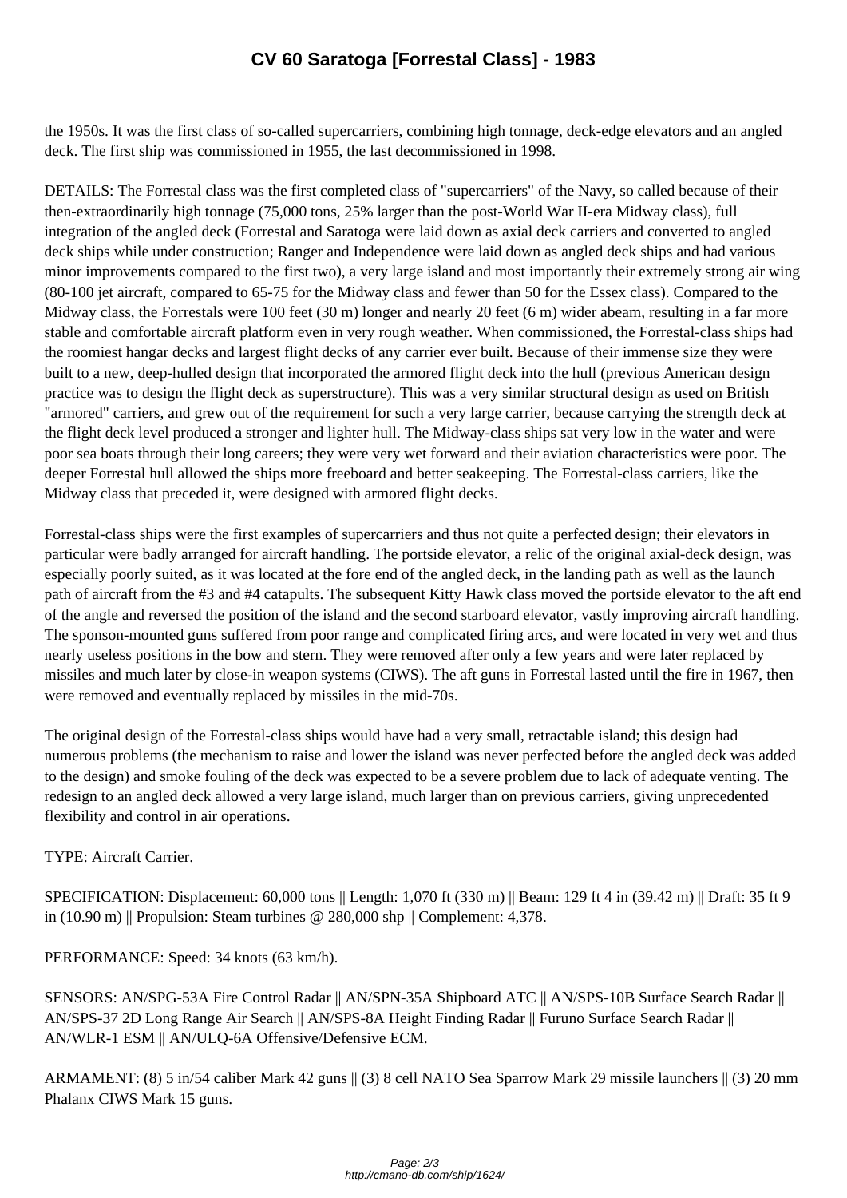the 1950s. It was the first class of so-called supercarriers, combining high tonnage, deck-edge elevators and an angled deck. The first ship was commissioned in 1955, the last decommissioned in 1998.

DETAILS: The Forrestal class was the first completed class of "supercarriers" of the Navy, so called because of their then-extraordinarily high tonnage (75,000 tons, 25% larger than the post-World War II-era Midway class), full integration of the angled deck (Forrestal and Saratoga were laid down as axial deck carriers and converted to angled deck ships while under construction; Ranger and Independence were laid down as angled deck ships and had various minor improvements compared to the first two), a very large island and most importantly their extremely strong air wing (80-100 jet aircraft, compared to 65-75 for the Midway class and fewer than 50 for the Essex class). Compared to the Midway class, the Forrestals were 100 feet (30 m) longer and nearly 20 feet (6 m) wider abeam, resulting in a far more stable and comfortable aircraft platform even in very rough weather. When commissioned, the Forrestal-class ships had the roomiest hangar decks and largest flight decks of any carrier ever built. Because of their immense size they were built to a new, deep-hulled design that incorporated the armored flight deck into the hull (previous American design practice was to design the flight deck as superstructure). This was a very similar structural design as used on British "armored" carriers, and grew out of the requirement for such a very large carrier, because carrying the strength deck at the flight deck level produced a stronger and lighter hull. The Midway-class ships sat very low in the water and were poor sea boats through their long careers; they were very wet forward and their aviation characteristics were poor. The deeper Forrestal hull allowed the ships more freeboard and better seakeeping. The Forrestal-class carriers, like the Midway class that preceded it, were designed with armored flight decks.

Forrestal-class ships were the first examples of supercarriers and thus not quite a perfected design; their elevators in particular were badly arranged for aircraft handling. The portside elevator, a relic of the original axial-deck design, was especially poorly suited, as it was located at the fore end of the angled deck, in the landing path as well as the launch path of aircraft from the #3 and #4 catapults. The subsequent Kitty Hawk class moved the portside elevator to the aft end of the angle and reversed the position of the island and the second starboard elevator, vastly improving aircraft handling. The sponson-mounted guns suffered from poor range and complicated firing arcs, and were located in very wet and thus nearly useless positions in the bow and stern. They were removed after only a few years and were later replaced by missiles and much later by close-in weapon systems (CIWS). The aft guns in Forrestal lasted until the fire in 1967, then were removed and eventually replaced by missiles in the mid-70s.

The original design of the Forrestal-class ships would have had a very small, retractable island; this design had numerous problems (the mechanism to raise and lower the island was never perfected before the angled deck was added to the design) and smoke fouling of the deck was expected to be a severe problem due to lack of adequate venting. The redesign to an angled deck allowed a very large island, much larger than on previous carriers, giving unprecedented flexibility and control in air operations.

TYPE: Aircraft Carrier.

SPECIFICATION: Displacement: 60,000 tons || Length: 1,070 ft (330 m) || Beam: 129 ft 4 in (39.42 m) || Draft: 35 ft 9 in (10.90 m) || Propulsion: Steam turbines @ 280,000 shp || Complement: 4,378.

PERFORMANCE: Speed: 34 knots (63 km/h).

SENSORS: AN/SPG-53A Fire Control Radar || AN/SPN-35A Shipboard ATC || AN/SPS-10B Surface Search Radar || AN/SPS-37 2D Long Range Air Search || AN/SPS-8A Height Finding Radar || Furuno Surface Search Radar || AN/WLR-1 ESM || AN/ULQ-6A Offensive/Defensive ECM.

ARMAMENT: (8) 5 in/54 caliber Mark 42 guns || (3) 8 cell NATO Sea Sparrow Mark 29 missile launchers || (3) 20 mm Phalanx CIWS Mark 15 guns.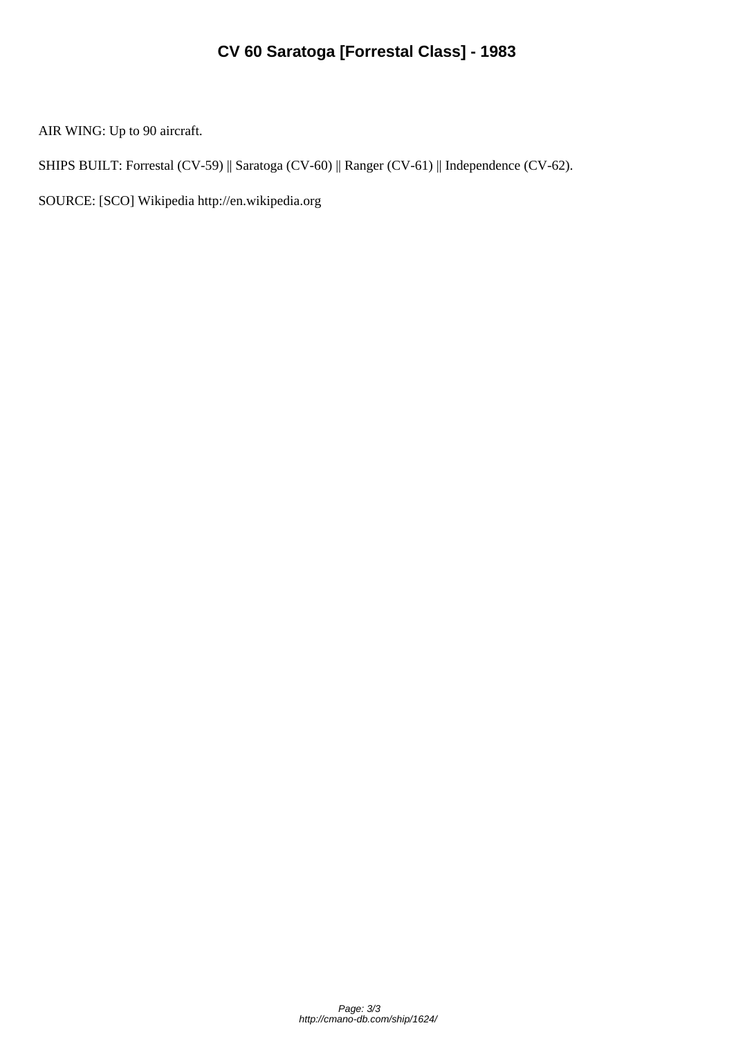AIR WING: Up to 90 aircraft.

SHIPS BUILT: Forrestal (CV-59) || Saratoga (CV-60) || Ranger (CV-61) || Independence (CV-62).

SOURCE: [SCO] Wikipedia http://en.wikipedia.org